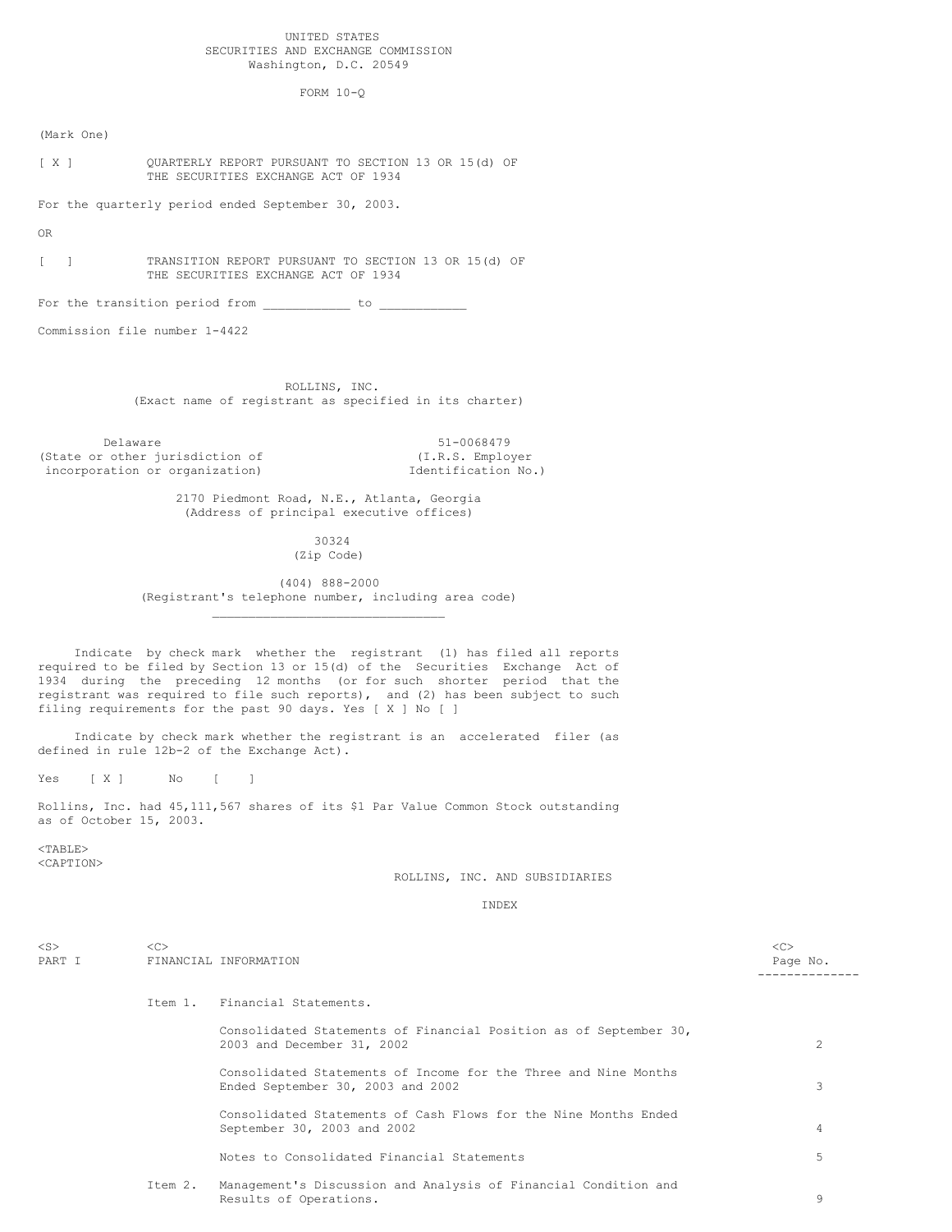UNITED STATES
SECURITIES AND EXCHANGE COMMISSION
Washington, D.C. 20549

FORM 10-Q

(Mark One)

[ X ] QUARTERLY REPORT PURSUANT TO SECTION 13 OR 15(d) OF THE SECURITIES EXCHANGE ACT OF 1934

For the quarterly period ended September 30, 2003.

OR

[ ] TRANSITION REPORT PURSUANT TO SECTION 13 OR 15(d) OF THE SECURITIES EXCHANGE ACT OF 1934

For the transition period from ___________ to ___________

Commission file number 1-4422

ROLLINS, INC.
(Exact name of registrant as specified in its charter)

| Delaware | 51-0068479 |
|---|---|
| (State or other jurisdiction of incorporation or organization) | (I.R.S. Employer Identification No.) |

2170 Piedmont Road, N.E., Atlanta, Georgia
(Address of principal executive offices)

30324
(Zip Code)

(404) 888-2000
(Registrant's telephone number, including area code)

Indicate by check mark whether the registrant (1) has filed all reports required to be filed by Section 13 or 15(d) of the Securities Exchange Act of 1934 during the preceding 12 months (or for such shorter period that the registrant was required to file such reports), and (2) has been subject to such filing requirements for the past 90 days. Yes [ X ] No [ ]

Indicate by check mark whether the registrant is an accelerated filer (as defined in rule 12b-2 of the Exchange Act).

Yes [ X ] No [ ]

Rollins, Inc. had 45,111,567 shares of its $1 Par Value Common Stock outstanding as of October 15, 2003.

ROLLINS, INC. AND SUBSIDIARIES

INDEX

| | | | Page No. |
|---|---|---|---|
| PART I | FINANCIAL INFORMATION | | |
| | Item 1. | Financial Statements. | |
| | | Consolidated Statements of Financial Position as of September 30, 2003 and December 31, 2002 | 2 |
| | | Consolidated Statements of Income for the Three and Nine Months Ended September 30, 2003 and 2002 | 3 |
| | | Consolidated Statements of Cash Flows for the Nine Months Ended September 30, 2003 and 2002 | 4 |
| | | Notes to Consolidated Financial Statements | 5 |
| | Item 2. | Management's Discussion and Analysis of Financial Condition and Results of Operations. | 9 |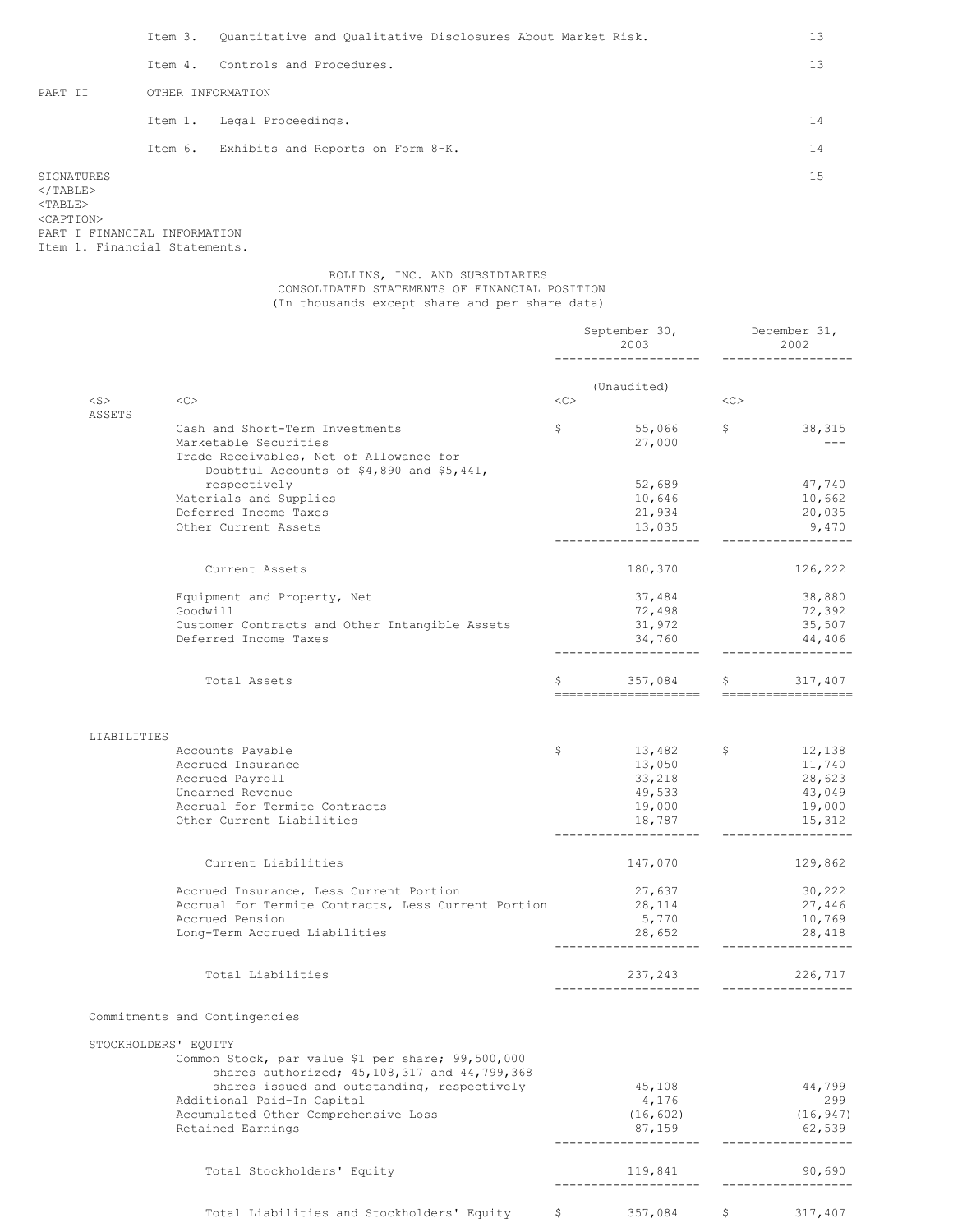| | | |
|---|---|---|
| Item 3. | Quantitative and Qualitative Disclosures About Market Risk. | 13 |
| Item 4. | Controls and Procedures. | 13 |
| PART II | OTHER INFORMATION | |
| Item 1. | Legal Proceedings. | 14 |
| Item 6. | Exhibits and Reports on Form 8-K. | 14 |
| SIGNATURES | | 15 |

PART I FINANCIAL INFORMATION
Item 1. Financial Statements.

ROLLINS, INC. AND SUBSIDIARIES
CONSOLIDATED STATEMENTS OF FINANCIAL POSITION
(In thousands except share and per share data)

| | September 30, 2003 | December 31, 2002 |
|---|---|---|
| | (Unaudited) | |
| **ASSETS** | | |
| Cash and Short-Term Investments | $ 55,066 | $ 38,315 |
| Marketable Securities | 27,000 | --- |
| Trade Receivables, Net of Allowance for Doubtful Accounts of $4,890 and $5,441, respectively | 52,689 | 47,740 |
| Materials and Supplies | 10,646 | 10,662 |
| Deferred Income Taxes | 21,934 | 20,035 |
| Other Current Assets | 13,035 | 9,470 |
| Current Assets | 180,370 | 126,222 |
| Equipment and Property, Net | 37,484 | 38,880 |
| Goodwill | 72,498 | 72,392 |
| Customer Contracts and Other Intangible Assets | 31,972 | 35,507 |
| Deferred Income Taxes | 34,760 | 44,406 |
| Total Assets | $ 357,084 | $ 317,407 |
| **LIABILITIES** | | |
| Accounts Payable | $ 13,482 | $ 12,138 |
| Accrued Insurance | 13,050 | 11,740 |
| Accrued Payroll | 33,218 | 28,623 |
| Unearned Revenue | 49,533 | 43,049 |
| Accrual for Termite Contracts | 19,000 | 19,000 |
| Other Current Liabilities | 18,787 | 15,312 |
| Current Liabilities | 147,070 | 129,862 |
| Accrued Insurance, Less Current Portion | 27,637 | 30,222 |
| Accrual for Termite Contracts, Less Current Portion | 28,114 | 27,446 |
| Accrued Pension | 5,770 | 10,769 |
| Long-Term Accrued Liabilities | 28,652 | 28,418 |
| Total Liabilities | 237,243 | 226,717 |
| Commitments and Contingencies | | |
| **STOCKHOLDERS' EQUITY** | | |
| Common Stock, par value $1 per share; 99,500,000 shares authorized; 45,108,317 and 44,799,368 shares issued and outstanding, respectively | 45,108 | 44,799 |
| Additional Paid-In Capital | 4,176 | 299 |
| Accumulated Other Comprehensive Loss | (16,602) | (16,947) |
| Retained Earnings | 87,159 | 62,539 |
| Total Stockholders' Equity | 119,841 | 90,690 |
| Total Liabilities and Stockholders' Equity | $ 357,084 | $ 317,407 |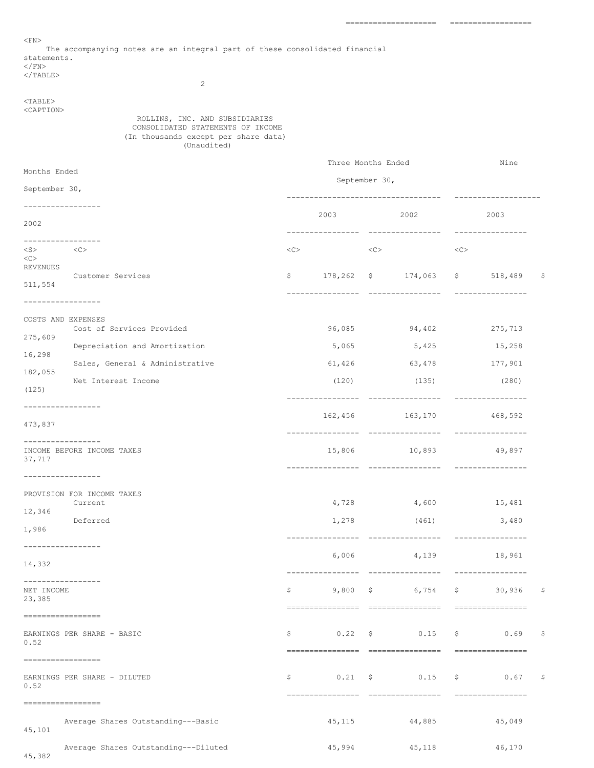The accompanying notes are an integral part of these consolidated financial statements.

## ROLLINS, INC. AND SUBSIDIARIES
## CONSOLIDATED STATEMENTS OF INCOME
(In thousands except per share data)
(Unaudited)

| | Three Months Ended September 30, | | Nine Months Ended September 30, | |
|---|---|---|---|---|
| | 2003 | 2002 | 2003 | 2002 |
| **REVENUES** | | | | |
| Customer Services | $ 178,262 | $ 174,063 | $ 518,489 | $ 511,554 |
| **COSTS AND EXPENSES** | | | | |
| Cost of Services Provided | 96,085 | 94,402 | 275,713 | 275,609 |
| Depreciation and Amortization | 5,065 | 5,425 | 15,258 | 16,298 |
| Sales, General & Administrative | 61,426 | 63,478 | 177,901 | 182,055 |
| Net Interest Income | (120) | (135) | (280) | (125) |
| | 162,456 | 163,170 | 468,592 | 473,837 |
| **INCOME BEFORE INCOME TAXES** | 15,806 | 10,893 | 49,897 | 37,717 |
| **PROVISION FOR INCOME TAXES** | | | | |
| Current | 4,728 | 4,600 | 15,481 | 12,346 |
| Deferred | 1,278 | (461) | 3,480 | 1,986 |
| | 6,006 | 4,139 | 18,961 | 14,332 |
| **NET INCOME** | $ 9,800 | $ 6,754 | $ 30,936 | $ 23,385 |
| **EARNINGS PER SHARE - BASIC** | $ 0.22 | $ 0.15 | $ 0.69 | $ 0.52 |
| **EARNINGS PER SHARE - DILUTED** | $ 0.21 | $ 0.15 | $ 0.67 | $ 0.52 |
| Average Shares Outstanding---Basic | 45,115 | 44,885 | 45,049 | 45,101 |
| Average Shares Outstanding---Diluted | 45,994 | 45,118 | 46,170 | 45,382 |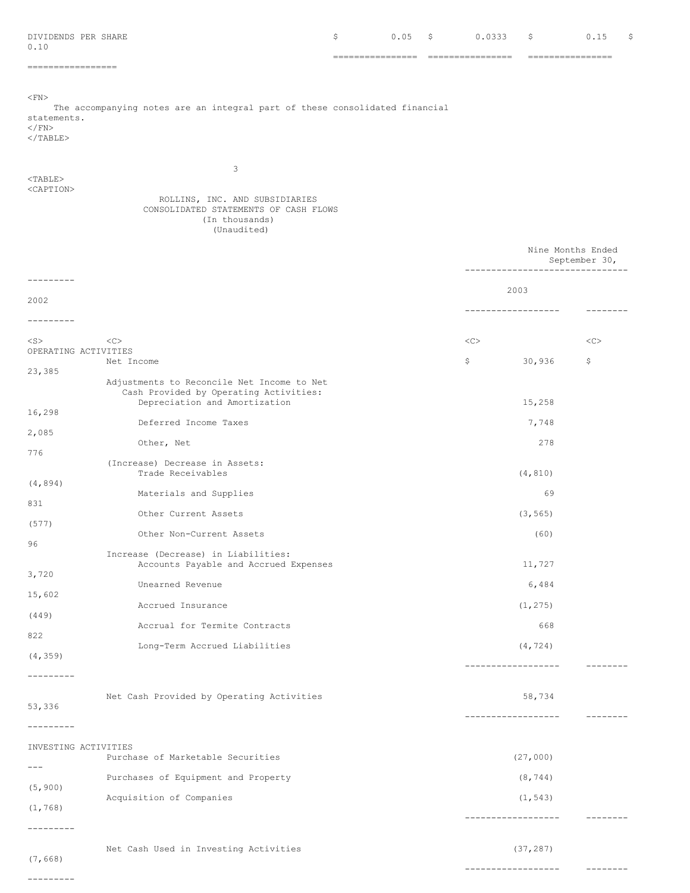| | | | | |
|---|---|---|---|---|
| DIVIDENDS PER SHARE | $ 0.05 | $ 0.0333 | $ 0.15 | $ 0.10 |

The accompanying notes are an integral part of these consolidated financial statements.

## ROLLINS, INC. AND SUBSIDIARIES
## CONSOLIDATED STATEMENTS OF CASH FLOWS
(In thousands)
(Unaudited)

| | Nine Months Ended September 30, | |
|---|---|---|
| | 2003 | 2002 |
| **OPERATING ACTIVITIES** | | |
| Net Income | $ 30,936 | $ 23,385 |
| Adjustments to Reconcile Net Income to Net Cash Provided by Operating Activities: | | |
| Depreciation and Amortization | 15,258 | 16,298 |
| Deferred Income Taxes | 7,748 | 2,085 |
| Other, Net | 278 | 776 |
| (Increase) Decrease in Assets: | | |
| Trade Receivables | (4,810) | (4,894) |
| Materials and Supplies | 69 | 831 |
| Other Current Assets | (3,565) | (577) |
| Other Non-Current Assets | (60) | 96 |
| Increase (Decrease) in Liabilities: | | |
| Accounts Payable and Accrued Expenses | 11,727 | 3,720 |
| Unearned Revenue | 6,484 | 15,602 |
| Accrued Insurance | (1,275) | (449) |
| Accrual for Termite Contracts | 668 | 822 |
| Long-Term Accrued Liabilities | (4,724) | (4,359) |
| Net Cash Provided by Operating Activities | 58,734 | 53,336 |
| **INVESTING ACTIVITIES** | | |
| Purchase of Marketable Securities | (27,000) | --- |
| Purchases of Equipment and Property | (8,744) | (5,900) |
| Acquisition of Companies | (1,543) | (1,768) |
| Net Cash Used in Investing Activities | (37,287) | (7,668) |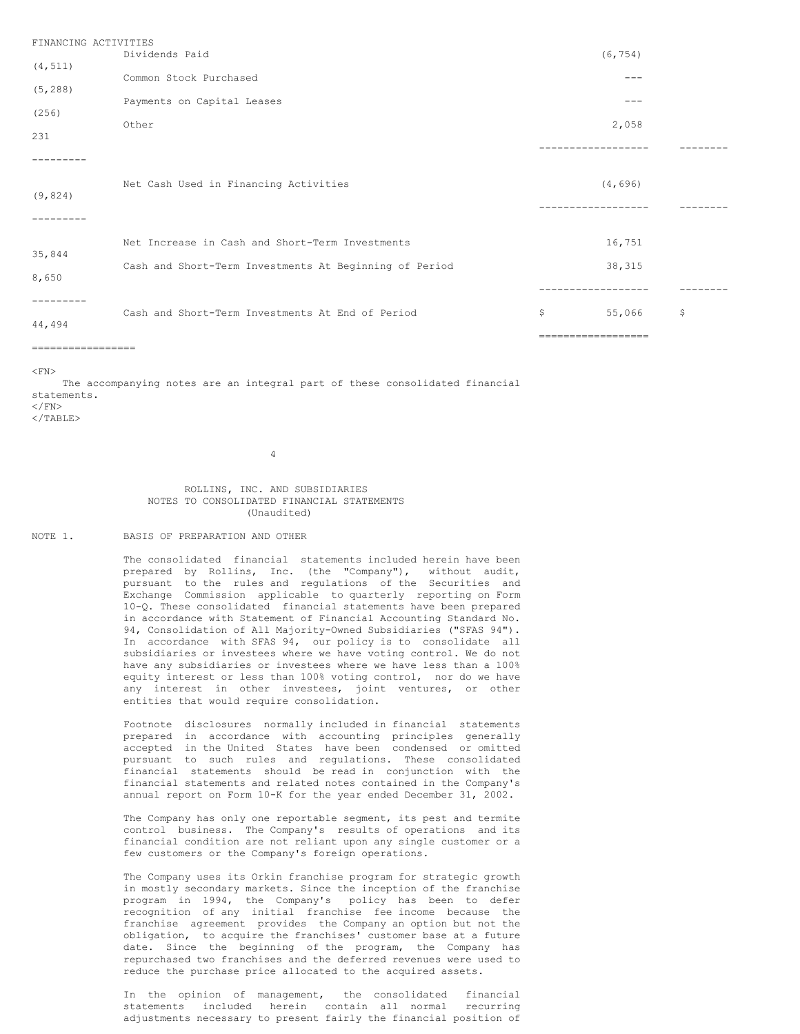| FINANCING ACTIVITIES | | |
|---|---|---|
| Dividends Paid | (6,754) | (4,511) |
| Common Stock Purchased | --- | (5,288) |
| Payments on Capital Leases | --- | (256) |
| Other | 2,058 | 231 |
| Net Cash Used in Financing Activities | (4,696) | (9,824) |
| Net Increase in Cash and Short-Term Investments | 16,751 | 35,844 |
| Cash and Short-Term Investments At Beginning of Period | 38,315 | 8,650 |
| Cash and Short-Term Investments At End of Period | $ 55,066 | $ 44,494 |

The accompanying notes are an integral part of these consolidated financial statements.

# ROLLINS, INC. AND SUBSIDIARIES
## NOTES TO CONSOLIDATED FINANCIAL STATEMENTS
(Unaudited)

### NOTE 1. BASIS OF PREPARATION AND OTHER

The consolidated financial statements included herein have been prepared by Rollins, Inc. (the "Company"), without audit, pursuant to the rules and regulations of the Securities and Exchange Commission applicable to quarterly reporting on Form 10-Q. These consolidated financial statements have been prepared in accordance with Statement of Financial Accounting Standard No. 94, Consolidation of All Majority-Owned Subsidiaries ("SFAS 94"). In accordance with SFAS 94, our policy is to consolidate all subsidiaries or investees where we have voting control. We do not have any subsidiaries or investees where we have less than a 100% equity interest or less than 100% voting control, nor do we have any interest in other investees, joint ventures, or other entities that would require consolidation.

Footnote disclosures normally included in financial statements prepared in accordance with accounting principles generally accepted in the United States have been condensed or omitted pursuant to such rules and regulations. These consolidated financial statements should be read in conjunction with the financial statements and related notes contained in the Company's annual report on Form 10-K for the year ended December 31, 2002.

The Company has only one reportable segment, its pest and termite control business. The Company's results of operations and its financial condition are not reliant upon any single customer or a few customers or the Company's foreign operations.

The Company uses its Orkin franchise program for strategic growth in mostly secondary markets. Since the inception of the franchise program in 1994, the Company's policy has been to defer recognition of any initial franchise fee income because the franchise agreement provides the Company an option but not the obligation, to acquire the franchises' customer base at a future date. Since the beginning of the program, the Company has repurchased two franchises and the deferred revenues were used to reduce the purchase price allocated to the acquired assets.

In the opinion of management, the consolidated financial statements included herein contain all normal recurring adjustments necessary to present fairly the financial position of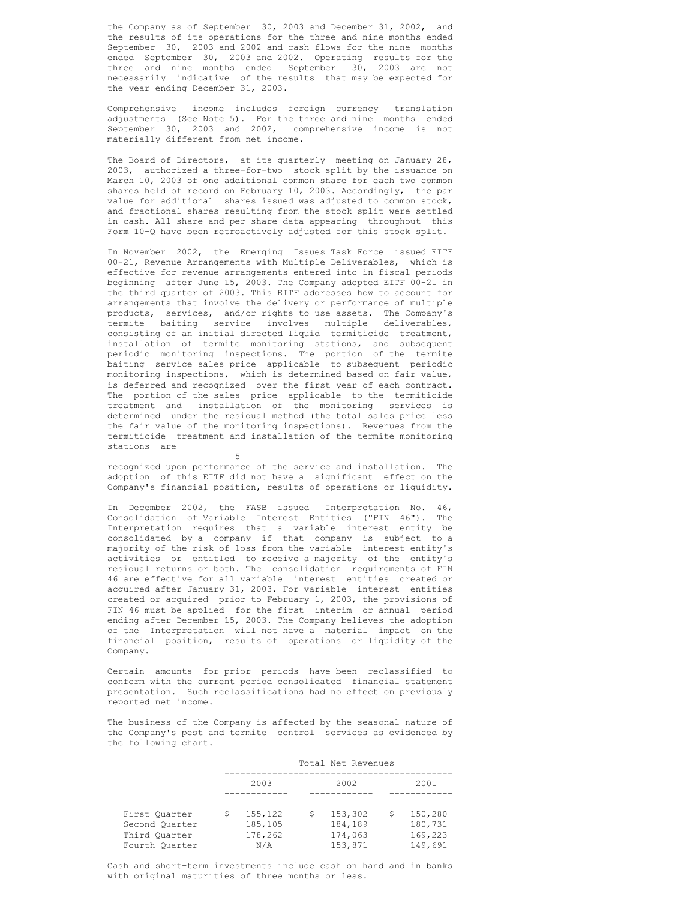the Company as of September 30, 2003 and December 31, 2002, and the results of its operations for the three and nine months ended September 30, 2003 and 2002 and cash flows for the nine months ended September 30, 2003 and 2002. Operating results for the three and nine months ended September 30, 2003 are not necessarily indicative of the results that may be expected for the year ending December 31, 2003.

Comprehensive income includes foreign currency translation adjustments (See Note 5). For the three and nine months ended September 30, 2003 and 2002, comprehensive income is not materially different from net income.

The Board of Directors, at its quarterly meeting on January 28, 2003, authorized a three-for-two stock split by the issuance on March 10, 2003 of one additional common share for each two common shares held of record on February 10, 2003. Accordingly, the par value for additional shares issued was adjusted to common stock, and fractional shares resulting from the stock split were settled in cash. All share and per share data appearing throughout this Form 10-Q have been retroactively adjusted for this stock split.

In November 2002, the Emerging Issues Task Force issued EITF 00-21, Revenue Arrangements with Multiple Deliverables, which is effective for revenue arrangements entered into in fiscal periods beginning after June 15, 2003. The Company adopted EITF 00-21 in the third quarter of 2003. This EITF addresses how to account for arrangements that involve the delivery or performance of multiple products, services, and/or rights to use assets. The Company's termite baiting service involves multiple deliverables, consisting of an initial directed liquid termiticide treatment, installation of termite monitoring stations, and subsequent periodic monitoring inspections. The portion of the termite baiting service sales price applicable to subsequent periodic monitoring inspections, which is determined based on fair value, is deferred and recognized over the first year of each contract. The portion of the sales price applicable to the termiticide treatment and installation of the monitoring services is determined under the residual method (the total sales price less the fair value of the monitoring inspections). Revenues from the termiticide treatment and installation of the termite monitoring stations are recognized upon performance of the service and installation. The adoption of this EITF did not have a significant effect on the Company's financial position, results of operations or liquidity.

In December 2002, the FASB issued Interpretation No. 46, Consolidation of Variable Interest Entities ("FIN 46"). The Interpretation requires that a variable interest entity be consolidated by a company if that company is subject to a majority of the risk of loss from the variable interest entity's activities or entitled to receive a majority of the entity's residual returns or both. The consolidation requirements of FIN 46 are effective for all variable interest entities created or acquired after January 31, 2003. For variable interest entities created or acquired prior to February 1, 2003, the provisions of FIN 46 must be applied for the first interim or annual period ending after December 15, 2003. The Company believes the adoption of the Interpretation will not have a material impact on the financial position, results of operations or liquidity of the Company.

Certain amounts for prior periods have been reclassified to conform with the current period consolidated financial statement presentation. Such reclassifications had no effect on previously reported net income.

The business of the Company is affected by the seasonal nature of the Company's pest and termite control services as evidenced by the following chart.

| | Total Net Revenues | | |
|---|---|---|---|
| | 2003 | 2002 | 2001 |
| First Quarter | $ 155,122 | $ 153,302 | $ 150,280 |
| Second Quarter | 185,105 | 184,189 | 180,731 |
| Third Quarter | 178,262 | 174,063 | 169,223 |
| Fourth Quarter | N/A | 153,871 | 149,691 |

Cash and short-term investments include cash on hand and in banks with original maturities of three months or less.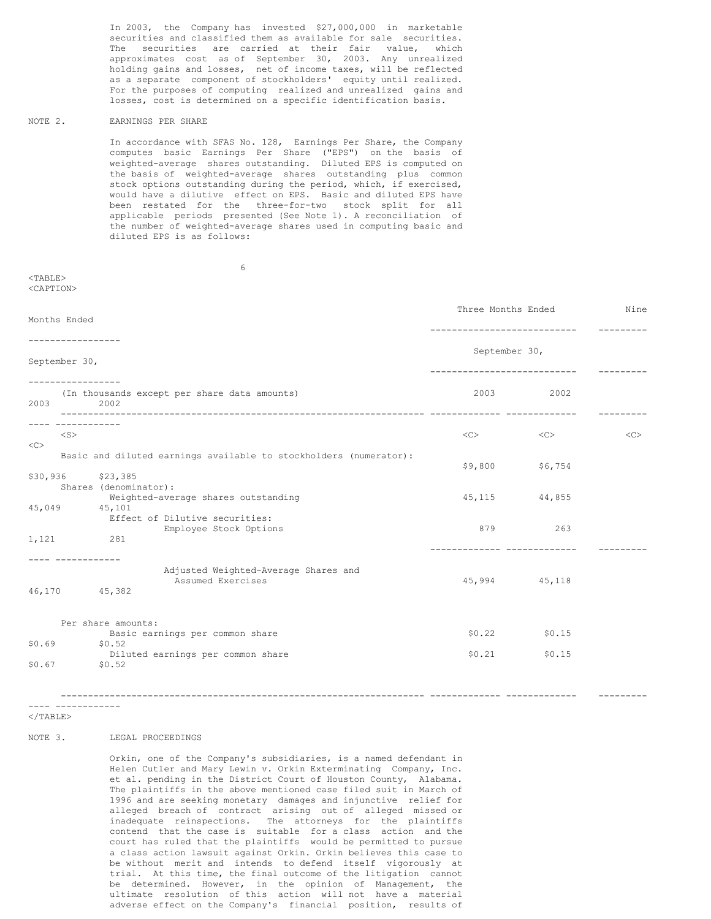In 2003, the Company has invested $27,000,000 in marketable securities and classified them as available for sale securities. The securities are carried at their fair value, which approximates cost as of September 30, 2003. Any unrealized holding gains and losses, net of income taxes, will be reflected as a separate component of stockholders' equity until realized. For the purposes of computing realized and unrealized gains and losses, cost is determined on a specific identification basis.

NOTE 2. EARNINGS PER SHARE

In accordance with SFAS No. 128, Earnings Per Share, the Company computes basic Earnings Per Share ("EPS") on the basis of weighted-average shares outstanding. Diluted EPS is computed on the basis of weighted-average shares outstanding plus common stock options outstanding during the period, which, if exercised, would have a dilutive effect on EPS. Basic and diluted EPS have been restated for the three-for-two stock split for all applicable periods presented (See Note 1). A reconciliation of the number of weighted-average shares used in computing basic and diluted EPS is as follows:

| (In thousands except per share data amounts) | Three Months Ended September 30, 2003 | Three Months Ended September 30, 2002 | Nine Months Ended September 30, 2003 | Nine Months Ended September 30, 2002 |
|---|---|---|---|---|
| Basic and diluted earnings available to stockholders (numerator): | $9,800 | $6,754 | $30,936 | $23,385 |
| Shares (denominator): | | | | |
| Weighted-average shares outstanding | 45,115 | 44,855 | 45,049 | 45,101 |
| Effect of Dilutive securities: | | | | |
| Employee Stock Options | 879 | 263 | 1,121 | 281 |
| Adjusted Weighted-Average Shares and Assumed Exercises | 45,994 | 45,118 | 46,170 | 45,382 |
| Per share amounts: | | | | |
| Basic earnings per common share | $0.22 | $0.15 | $0.69 | $0.52 |
| Diluted earnings per common share | $0.21 | $0.15 | $0.67 | $0.52 |

NOTE 3. LEGAL PROCEEDINGS

Orkin, one of the Company's subsidiaries, is a named defendant in Helen Cutler and Mary Lewin v. Orkin Exterminating Company, Inc. et al. pending in the District Court of Houston County, Alabama. The plaintiffs in the above mentioned case filed suit in March of 1996 and are seeking monetary damages and injunctive relief for alleged breach of contract arising out of alleged missed or inadequate reinspections. The attorneys for the plaintiffs contend that the case is suitable for a class action and the court has ruled that the plaintiffs would be permitted to pursue a class action lawsuit against Orkin. Orkin believes this case to be without merit and intends to defend itself vigorously at trial. At this time, the final outcome of the litigation cannot be determined. However, in the opinion of Management, the ultimate resolution of this action will not have a material adverse effect on the Company's financial position, results of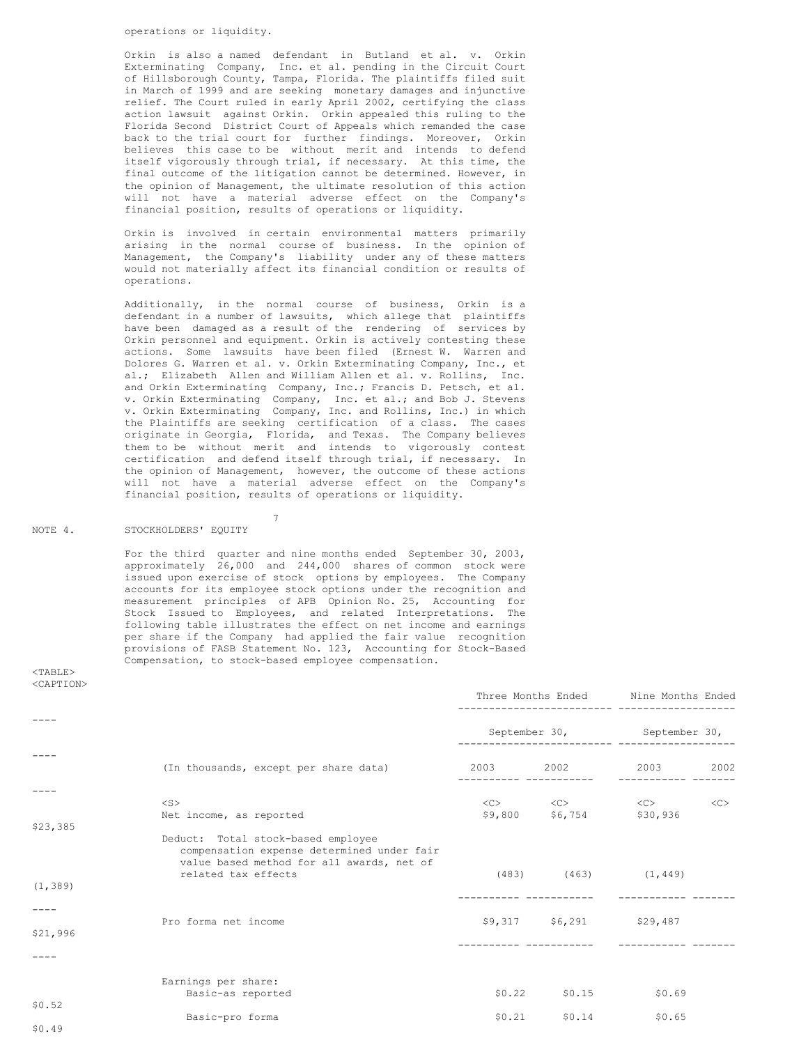operations or liquidity.

Orkin is also a named defendant in Butland et al. v. Orkin Exterminating Company, Inc. et al. pending in the Circuit Court of Hillsborough County, Tampa, Florida. The plaintiffs filed suit in March of 1999 and are seeking monetary damages and injunctive relief. The Court ruled in early April 2002, certifying the class action lawsuit against Orkin. Orkin appealed this ruling to the Florida Second District Court of Appeals which remanded the case back to the trial court for further findings. Moreover, Orkin believes this case to be without merit and intends to defend itself vigorously through trial, if necessary. At this time, the final outcome of the litigation cannot be determined. However, in the opinion of Management, the ultimate resolution of this action will not have a material adverse effect on the Company's financial position, results of operations or liquidity.

Orkin is involved in certain environmental matters primarily arising in the normal course of business. In the opinion of Management, the Company's liability under any of these matters would not materially affect its financial condition or results of operations.

Additionally, in the normal course of business, Orkin is a defendant in a number of lawsuits, which allege that plaintiffs have been damaged as a result of the rendering of services by Orkin personnel and equipment. Orkin is actively contesting these actions. Some lawsuits have been filed (Ernest W. Warren and Dolores G. Warren et al. v. Orkin Exterminating Company, Inc., et al.; Elizabeth Allen and William Allen et al. v. Rollins, Inc. and Orkin Exterminating Company, Inc.; Francis D. Petsch, et al. v. Orkin Exterminating Company, Inc. et al.; and Bob J. Stevens v. Orkin Exterminating Company, Inc. and Rollins, Inc.) in which the Plaintiffs are seeking certification of a class. The cases originate in Georgia, Florida, and Texas. The Company believes them to be without merit and intends to vigorously contest certification and defend itself through trial, if necessary. In the opinion of Management, however, the outcome of these actions will not have a material adverse effect on the Company's financial position, results of operations or liquidity.

NOTE 4. STOCKHOLDERS' EQUITY

For the third quarter and nine months ended September 30, 2003, approximately 26,000 and 244,000 shares of common stock were issued upon exercise of stock options by employees. The Company accounts for its employee stock options under the recognition and measurement principles of APB Opinion No. 25, Accounting for Stock Issued to Employees, and related Interpretations. The following table illustrates the effect on net income and earnings per share if the Company had applied the fair value recognition provisions of FASB Statement No. 123, Accounting for Stock-Based Compensation, to stock-based employee compensation.

| (In thousands, except per share data) | Three Months Ended September 30, 2003 | Three Months Ended September 30, 2002 | Nine Months Ended September 30, 2003 | Nine Months Ended September 30, 2002 |
|---|---|---|---|---|
| Net income, as reported | $9,800 | $6,754 | $30,936 | $23,385 |
| Deduct: Total stock-based employee compensation expense determined under fair value based method for all awards, net of related tax effects | (483) | (463) | (1,449) | (1,389) |
| Pro forma net income | $9,317 | $6,291 | $29,487 | $21,996 |
| Earnings per share: | | | | |
| Basic-as reported | $0.22 | $0.15 | $0.69 | $0.52 |
| Basic-pro forma | $0.21 | $0.14 | $0.65 | $0.49 |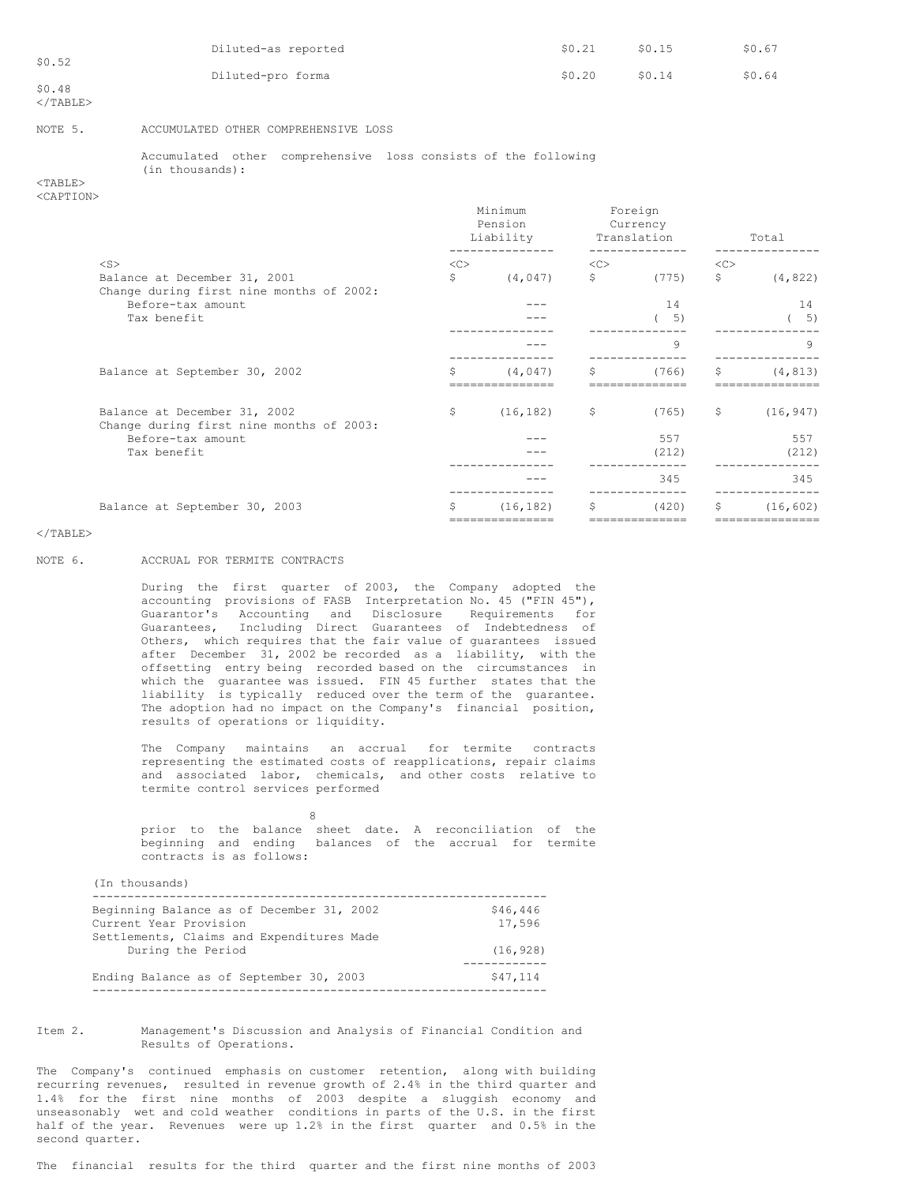| | | | | |
|---|---|---|---|---|
| Diluted-as reported | $0.21 | $0.15 | $0.67 | $0.52 |
| Diluted-pro forma | $0.20 | $0.14 | $0.64 | $0.48 |

NOTE 5. ACCUMULATED OTHER COMPREHENSIVE LOSS

Accumulated other comprehensive loss consists of the following (in thousands):

| | Minimum Pension Liability | Foreign Currency Translation | Total |
|---|---|---|---|
| Balance at December 31, 2001 | $ (4,047) | $ (775) | $ (4,822) |
| Change during first nine months of 2002: | | | |
| Before-tax amount | --- | 14 | 14 |
| Tax benefit | --- | ( 5) | ( 5) |
| | --- | 9 | 9 |
| Balance at September 30, 2002 | $ (4,047) | $ (766) | $ (4,813) |
| Balance at December 31, 2002 | $ (16,182) | $ (765) | $ (16,947) |
| Change during first nine months of 2003: | | | |
| Before-tax amount | --- | 557 | 557 |
| Tax benefit | --- | (212) | (212) |
| | --- | 345 | 345 |
| Balance at September 30, 2003 | $ (16,182) | $ (420) | $ (16,602) |

NOTE 6. ACCRUAL FOR TERMITE CONTRACTS

During the first quarter of 2003, the Company adopted the accounting provisions of FASB Interpretation No. 45 ("FIN 45"), Guarantor's Accounting and Disclosure Requirements for Guarantees, Including Direct Guarantees of Indebtedness of Others, which requires that the fair value of guarantees issued after December 31, 2002 be recorded as a liability, with the offsetting entry being recorded based on the circumstances in which the guarantee was issued. FIN 45 further states that the liability is typically reduced over the term of the guarantee. The adoption had no impact on the Company's financial position, results of operations or liquidity.

The Company maintains an accrual for termite contracts representing the estimated costs of reapplications, repair claims and associated labor, chemicals, and other costs relative to termite control services performed prior to the balance sheet date. A reconciliation of the beginning and ending balances of the accrual for termite contracts is as follows:

| (In thousands) | |
|---|---|
| Beginning Balance as of December 31, 2002 | $46,446 |
| Current Year Provision | 17,596 |
| Settlements, Claims and Expenditures Made During the Period | (16,928) |
| Ending Balance as of September 30, 2003 | $47,114 |

Item 2. Management's Discussion and Analysis of Financial Condition and Results of Operations.

The Company's continued emphasis on customer retention, along with building recurring revenues, resulted in revenue growth of 2.4% in the third quarter and 1.4% for the first nine months of 2003 despite a sluggish economy and unseasonably wet and cold weather conditions in parts of the U.S. in the first half of the year. Revenues were up 1.2% in the first quarter and 0.5% in the second quarter.

The financial results for the third quarter and the first nine months of 2003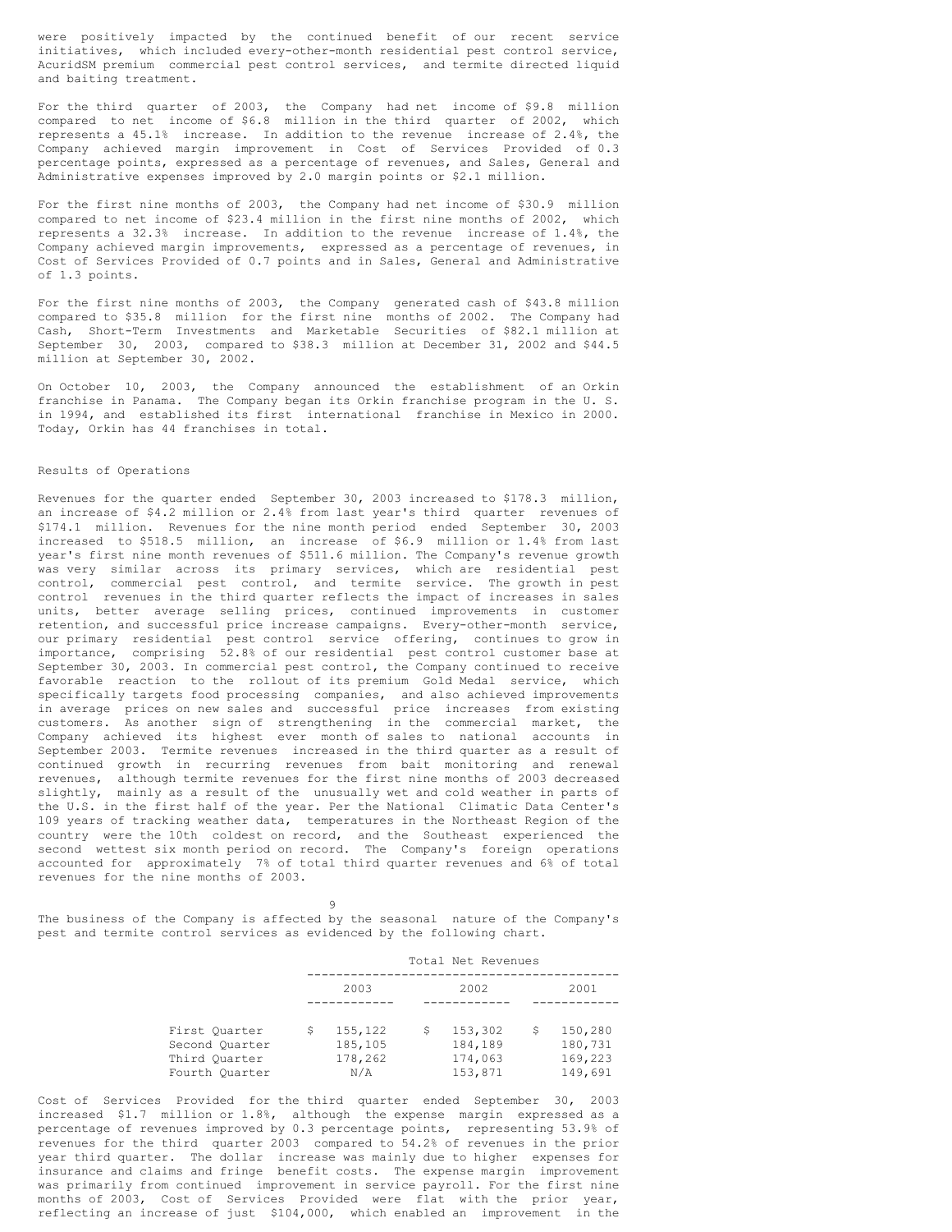were positively impacted by the continued benefit of our recent service initiatives, which included every-other-month residential pest control service, AcuridSM premium commercial pest control services, and termite directed liquid and baiting treatment.

For the third quarter of 2003, the Company had net income of $9.8 million compared to net income of $6.8 million in the third quarter of 2002, which represents a 45.1% increase. In addition to the revenue increase of 2.4%, the Company achieved margin improvement in Cost of Services Provided of 0.3 percentage points, expressed as a percentage of revenues, and Sales, General and Administrative expenses improved by 2.0 margin points or $2.1 million.

For the first nine months of 2003, the Company had net income of $30.9 million compared to net income of $23.4 million in the first nine months of 2002, which represents a 32.3% increase. In addition to the revenue increase of 1.4%, the Company achieved margin improvements, expressed as a percentage of revenues, in Cost of Services Provided of 0.7 points and in Sales, General and Administrative of 1.3 points.

For the first nine months of 2003, the Company generated cash of $43.8 million compared to $35.8 million for the first nine months of 2002. The Company had Cash, Short-Term Investments and Marketable Securities of $82.1 million at September 30, 2003, compared to $38.3 million at December 31, 2002 and $44.5 million at September 30, 2002.

On October 10, 2003, the Company announced the establishment of an Orkin franchise in Panama. The Company began its Orkin franchise program in the U. S. in 1994, and established its first international franchise in Mexico in 2000. Today, Orkin has 44 franchises in total.

## Results of Operations

Revenues for the quarter ended September 30, 2003 increased to $178.3 million, an increase of $4.2 million or 2.4% from last year's third quarter revenues of $174.1 million. Revenues for the nine month period ended September 30, 2003 increased to $518.5 million, an increase of $6.9 million or 1.4% from last year's first nine month revenues of $511.6 million. The Company's revenue growth was very similar across its primary services, which are residential pest control, commercial pest control, and termite service. The growth in pest control revenues in the third quarter reflects the impact of increases in sales units, better average selling prices, continued improvements in customer retention, and successful price increase campaigns. Every-other-month service, our primary residential pest control service offering, continues to grow in importance, comprising 52.8% of our residential pest control customer base at September 30, 2003. In commercial pest control, the Company continued to receive favorable reaction to the rollout of its premium Gold Medal service, which specifically targets food processing companies, and also achieved improvements in average prices on new sales and successful price increases from existing customers. As another sign of strengthening in the commercial market, the Company achieved its highest ever month of sales to national accounts in September 2003. Termite revenues increased in the third quarter as a result of continued growth in recurring revenues from bait monitoring and renewal revenues, although termite revenues for the first nine months of 2003 decreased slightly, mainly as a result of the unusually wet and cold weather in parts of the U.S. in the first half of the year. Per the National Climatic Data Center's 109 years of tracking weather data, temperatures in the Northeast Region of the country were the 10th coldest on record, and the Southeast experienced the second wettest six month period on record. The Company's foreign operations accounted for approximately 7% of total third quarter revenues and 6% of total revenues for the nine months of 2003.

The business of the Company is affected by the seasonal nature of the Company's pest and termite control services as evidenced by the following chart.

| | Total Net Revenues | | |
|---|---|---|---|
| | 2003 | 2002 | 2001 |
| First Quarter | $ 155,122 | $ 153,302 | $ 150,280 |
| Second Quarter | 185,105 | 184,189 | 180,731 |
| Third Quarter | 178,262 | 174,063 | 169,223 |
| Fourth Quarter | N/A | 153,871 | 149,691 |

Cost of Services Provided for the third quarter ended September 30, 2003 increased $1.7 million or 1.8%, although the expense margin expressed as a percentage of revenues improved by 0.3 percentage points, representing 53.9% of revenues for the third quarter 2003 compared to 54.2% of revenues in the prior year third quarter. The dollar increase was mainly due to higher expenses for insurance and claims and fringe benefit costs. The expense margin improvement was primarily from continued improvement in service payroll. For the first nine months of 2003, Cost of Services Provided were flat with the prior year, reflecting an increase of just $104,000, which enabled an improvement in the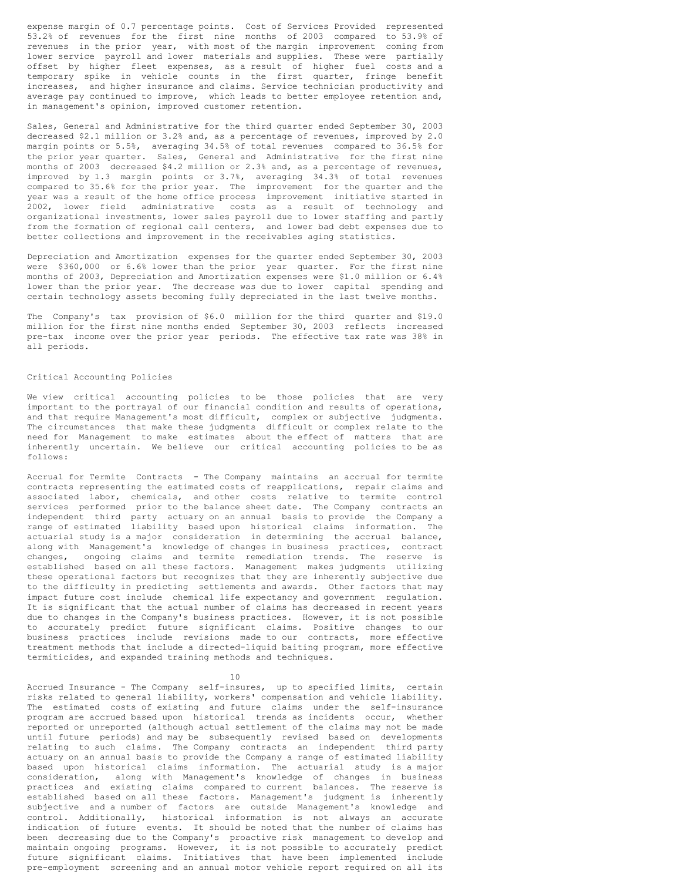expense margin of 0.7 percentage points. Cost of Services Provided represented 53.2% of revenues for the first nine months of 2003 compared to 53.9% of revenues in the prior year, with most of the margin improvement coming from lower service payroll and lower materials and supplies. These were partially offset by higher fleet expenses, as a result of higher fuel costs and a temporary spike in vehicle counts in the first quarter, fringe benefit increases, and higher insurance and claims. Service technician productivity and average pay continued to improve, which leads to better employee retention and, in management's opinion, improved customer retention.

Sales, General and Administrative for the third quarter ended September 30, 2003 decreased $2.1 million or 3.2% and, as a percentage of revenues, improved by 2.0 margin points or 5.5%, averaging 34.5% of total revenues compared to 36.5% for the prior year quarter. Sales, General and Administrative for the first nine months of 2003 decreased $4.2 million or 2.3% and, as a percentage of revenues, improved by 1.3 margin points or 3.7%, averaging 34.3% of total revenues compared to 35.6% for the prior year. The improvement for the quarter and the year was a result of the home office process improvement initiative started in 2002, lower field administrative costs as a result of technology and organizational investments, lower sales payroll due to lower staffing and partly from the formation of regional call centers, and lower bad debt expenses due to better collections and improvement in the receivables aging statistics.

Depreciation and Amortization expenses for the quarter ended September 30, 2003 were $360,000 or 6.6% lower than the prior year quarter. For the first nine months of 2003, Depreciation and Amortization expenses were $1.0 million or 6.4% lower than the prior year. The decrease was due to lower capital spending and certain technology assets becoming fully depreciated in the last twelve months.

The Company's tax provision of $6.0 million for the third quarter and $19.0 million for the first nine months ended September 30, 2003 reflects increased pre-tax income over the prior year periods. The effective tax rate was 38% in all periods.

## Critical Accounting Policies

We view critical accounting policies to be those policies that are very important to the portrayal of our financial condition and results of operations, and that require Management's most difficult, complex or subjective judgments. The circumstances that make these judgments difficult or complex relate to the need for Management to make estimates about the effect of matters that are inherently uncertain. We believe our critical accounting policies to be as follows:

Accrual for Termite Contracts - The Company maintains an accrual for termite contracts representing the estimated costs of reapplications, repair claims and associated labor, chemicals, and other costs relative to termite control services performed prior to the balance sheet date. The Company contracts an independent third party actuary on an annual basis to provide the Company a range of estimated liability based upon historical claims information. The actuarial study is a major consideration in determining the accrual balance, along with Management's knowledge of changes in business practices, contract changes, ongoing claims and termite remediation trends. The reserve is established based on all these factors. Management makes judgments utilizing these operational factors but recognizes that they are inherently subjective due to the difficulty in predicting settlements and awards. Other factors that may impact future cost include chemical life expectancy and government regulation. It is significant that the actual number of claims has decreased in recent years due to changes in the Company's business practices. However, it is not possible to accurately predict future significant claims. Positive changes to our business practices include revisions made to our contracts, more effective treatment methods that include a directed-liquid baiting program, more effective termiticides, and expanded training methods and techniques.

Accrued Insurance - The Company self-insures, up to specified limits, certain risks related to general liability, workers' compensation and vehicle liability. The estimated costs of existing and future claims under the self-insurance program are accrued based upon historical trends as incidents occur, whether reported or unreported (although actual settlement of the claims may not be made until future periods) and may be subsequently revised based on developments relating to such claims. The Company contracts an independent third party actuary on an annual basis to provide the Company a range of estimated liability based upon historical claims information. The actuarial study is a major consideration, along with Management's knowledge of changes in business practices and existing claims compared to current balances. The reserve is established based on all these factors. Management's judgment is inherently subjective and a number of factors are outside Management's knowledge and control. Additionally, historical information is not always an accurate indication of future events. It should be noted that the number of claims has been decreasing due to the Company's proactive risk management to develop and maintain ongoing programs. However, it is not possible to accurately predict future significant claims. Initiatives that have been implemented include pre-employment screening and an annual motor vehicle report required on all its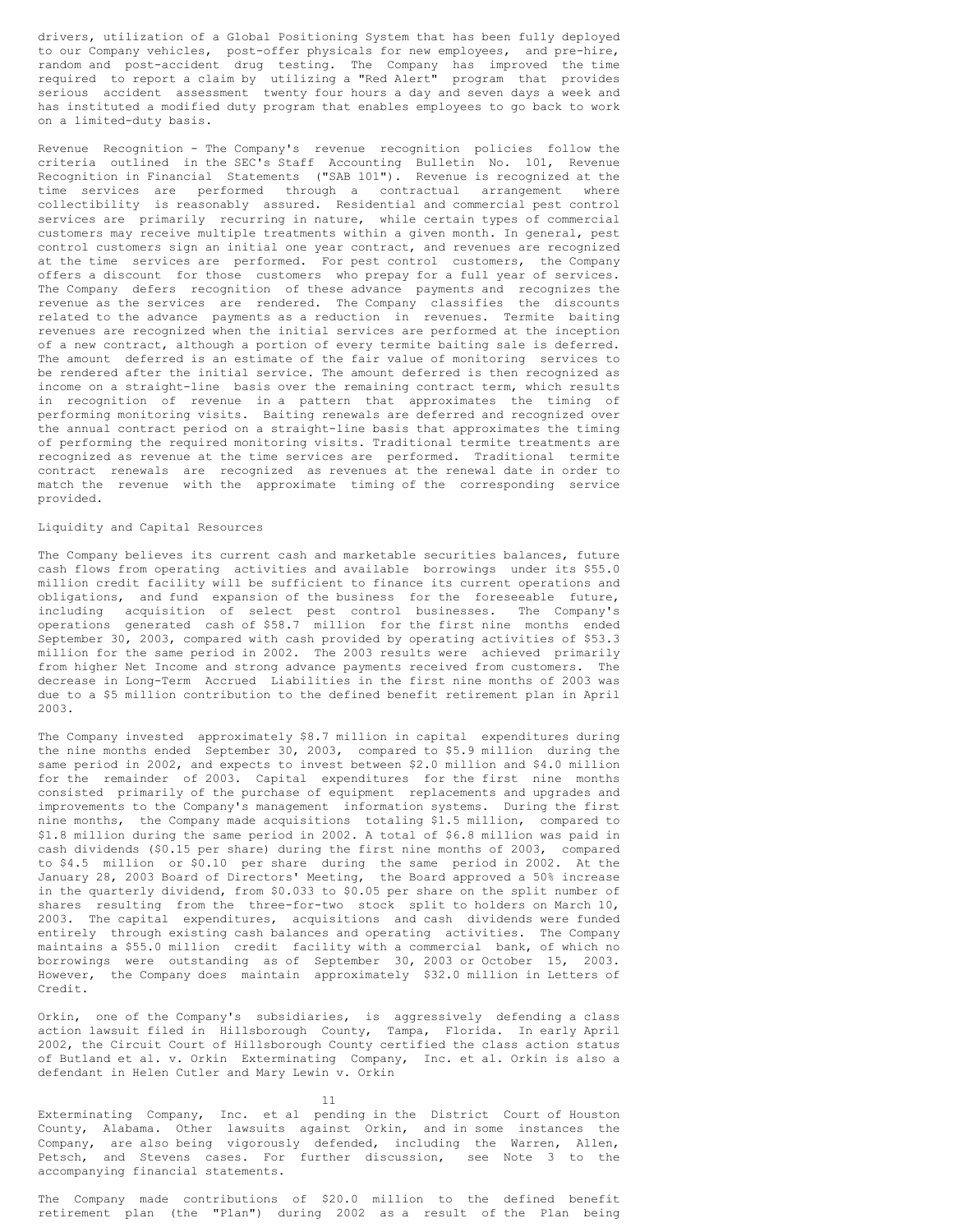drivers, utilization of a Global Positioning System that has been fully deployed to our Company vehicles, post-offer physicals for new employees, and pre-hire, random and post-accident drug testing. The Company has improved the time required to report a claim by utilizing a "Red Alert" program that provides serious accident assessment twenty four hours a day and seven days a week and has instituted a modified duty program that enables employees to go back to work on a limited-duty basis.

Revenue Recognition - The Company's revenue recognition policies follow the criteria outlined in the SEC's Staff Accounting Bulletin No. 101, Revenue Recognition in Financial Statements ("SAB 101"). Revenue is recognized at the time services are performed through a contractual arrangement where collectibility is reasonably assured. Residential and commercial pest control services are primarily recurring in nature, while certain types of commercial customers may receive multiple treatments within a given month. In general, pest control customers sign an initial one year contract, and revenues are recognized at the time services are performed. For pest control customers, the Company offers a discount for those customers who prepay for a full year of services. The Company defers recognition of these advance payments and recognizes the revenue as the services are rendered. The Company classifies the discounts related to the advance payments as a reduction in revenues. Termite baiting revenues are recognized when the initial services are performed at the inception of a new contract, although a portion of every termite baiting sale is deferred. The amount deferred is an estimate of the fair value of monitoring services to be rendered after the initial service. The amount deferred is then recognized as income on a straight-line basis over the remaining contract term, which results in recognition of revenue in a pattern that approximates the timing of performing monitoring visits. Baiting renewals are deferred and recognized over the annual contract period on a straight-line basis that approximates the timing of performing the required monitoring visits. Traditional termite treatments are recognized as revenue at the time services are performed. Traditional termite contract renewals are recognized as revenues at the renewal date in order to match the revenue with the approximate timing of the corresponding service provided.

Liquidity and Capital Resources

The Company believes its current cash and marketable securities balances, future cash flows from operating activities and available borrowings under its $55.0 million credit facility will be sufficient to finance its current operations and obligations, and fund expansion of the business for the foreseeable future, including acquisition of select pest control businesses. The Company's operations generated cash of $58.7 million for the first nine months ended September 30, 2003, compared with cash provided by operating activities of $53.3 million for the same period in 2002. The 2003 results were achieved primarily from higher Net Income and strong advance payments received from customers. The decrease in Long-Term Accrued Liabilities in the first nine months of 2003 was due to a $5 million contribution to the defined benefit retirement plan in April 2003.

The Company invested approximately $8.7 million in capital expenditures during the nine months ended September 30, 2003, compared to $5.9 million during the same period in 2002, and expects to invest between $2.0 million and $4.0 million for the remainder of 2003. Capital expenditures for the first nine months consisted primarily of the purchase of equipment replacements and upgrades and improvements to the Company's management information systems. During the first nine months, the Company made acquisitions totaling $1.5 million, compared to $1.8 million during the same period in 2002. A total of $6.8 million was paid in cash dividends ($0.15 per share) during the first nine months of 2003, compared to $4.5 million or $0.10 per share during the same period in 2002. At the January 28, 2003 Board of Directors' Meeting, the Board approved a 50% increase in the quarterly dividend, from $0.033 to $0.05 per share on the split number of shares resulting from the three-for-two stock split to holders on March 10, 2003. The capital expenditures, acquisitions and cash dividends were funded entirely through existing cash balances and operating activities. The Company maintains a $55.0 million credit facility with a commercial bank, of which no borrowings were outstanding as of September 30, 2003 or October 15, 2003. However, the Company does maintain approximately $32.0 million in Letters of Credit.

Orkin, one of the Company's subsidiaries, is aggressively defending a class action lawsuit filed in Hillsborough County, Tampa, Florida. In early April 2002, the Circuit Court of Hillsborough County certified the class action status of Butland et al. v. Orkin Exterminating Company, Inc. et al. Orkin is also a defendant in Helen Cutler and Mary Lewin v. Orkin Exterminating Company, Inc. et al pending in the District Court of Houston County, Alabama. Other lawsuits against Orkin, and in some instances the Company, are also being vigorously defended, including the Warren, Allen, Petsch, and Stevens cases. For further discussion, see Note 3 to the accompanying financial statements.

The Company made contributions of $20.0 million to the defined benefit retirement plan (the "Plan") during 2002 as a result of the Plan being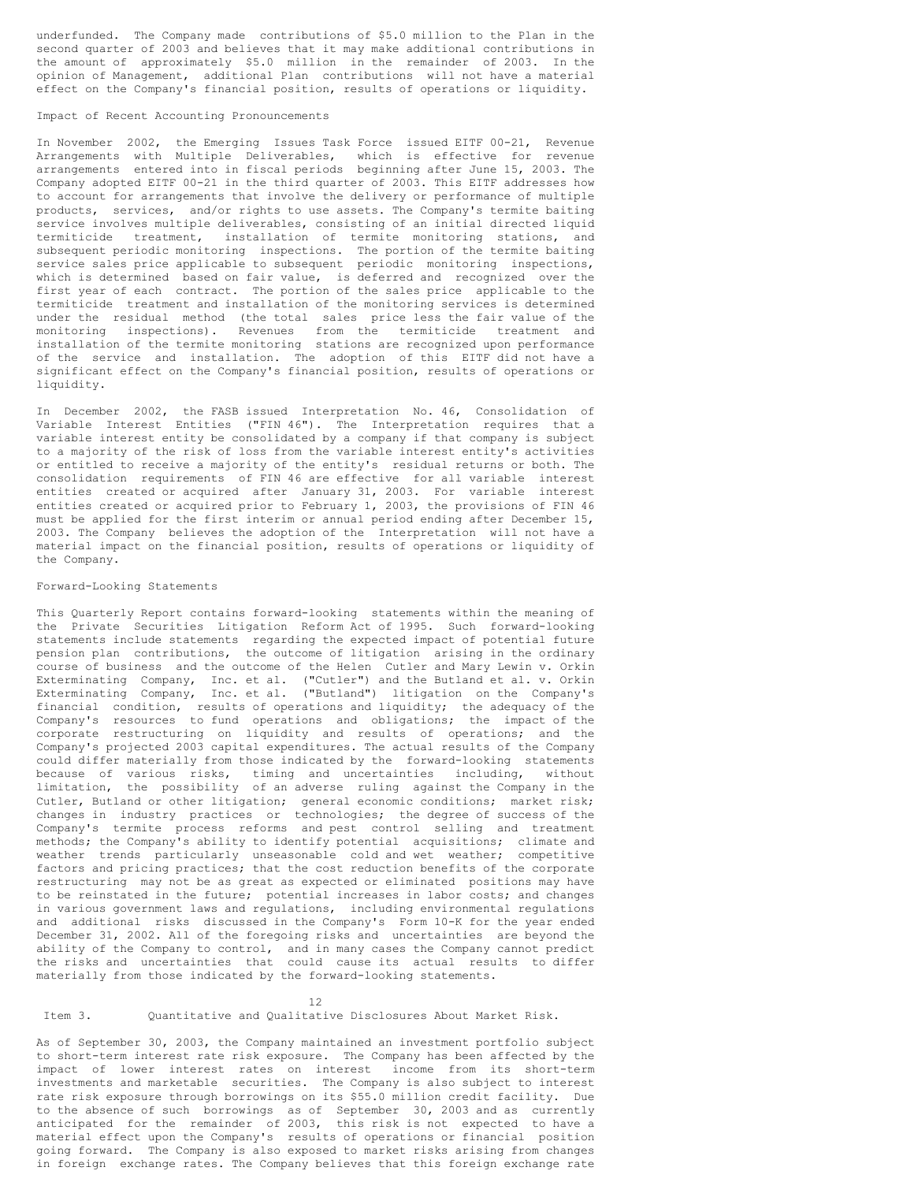underfunded. The Company made contributions of $5.0 million to the Plan in the second quarter of 2003 and believes that it may make additional contributions in the amount of approximately $5.0 million in the remainder of 2003. In the opinion of Management, additional Plan contributions will not have a material effect on the Company's financial position, results of operations or liquidity.

### Impact of Recent Accounting Pronouncements

In November 2002, the Emerging Issues Task Force issued EITF 00-21, Revenue Arrangements with Multiple Deliverables, which is effective for revenue arrangements entered into in fiscal periods beginning after June 15, 2003. The Company adopted EITF 00-21 in the third quarter of 2003. This EITF addresses how to account for arrangements that involve the delivery or performance of multiple products, services, and/or rights to use assets. The Company's termite baiting service involves multiple deliverables, consisting of an initial directed liquid termiticide treatment, installation of termite monitoring stations, and subsequent periodic monitoring inspections. The portion of the termite baiting service sales price applicable to subsequent periodic monitoring inspections, which is determined based on fair value, is deferred and recognized over the first year of each contract. The portion of the sales price applicable to the termiticide treatment and installation of the monitoring services is determined under the residual method (the total sales price less the fair value of the monitoring inspections). Revenues from the termiticide treatment and installation of the termite monitoring stations are recognized upon performance of the service and installation. The adoption of this EITF did not have a significant effect on the Company's financial position, results of operations or liquidity.

In December 2002, the FASB issued Interpretation No. 46, Consolidation of Variable Interest Entities ("FIN 46"). The Interpretation requires that a variable interest entity be consolidated by a company if that company is subject to a majority of the risk of loss from the variable interest entity's activities or entitled to receive a majority of the entity's residual returns or both. The consolidation requirements of FIN 46 are effective for all variable interest entities created or acquired after January 31, 2003. For variable interest entities created or acquired prior to February 1, 2003, the provisions of FIN 46 must be applied for the first interim or annual period ending after December 15, 2003. The Company believes the adoption of the Interpretation will not have a material impact on the financial position, results of operations or liquidity of the Company.

### Forward-Looking Statements

This Quarterly Report contains forward-looking statements within the meaning of the Private Securities Litigation Reform Act of 1995. Such forward-looking statements include statements regarding the expected impact of potential future pension plan contributions, the outcome of litigation arising in the ordinary course of business and the outcome of the Helen Cutler and Mary Lewin v. Orkin Exterminating Company, Inc. et al. ("Cutler") and the Butland et al. v. Orkin Exterminating Company, Inc. et al. ("Butland") litigation on the Company's financial condition, results of operations and liquidity; the adequacy of the Company's resources to fund operations and obligations; the impact of the corporate restructuring on liquidity and results of operations; and the Company's projected 2003 capital expenditures. The actual results of the Company could differ materially from those indicated by the forward-looking statements because of various risks, timing and uncertainties including, without limitation, the possibility of an adverse ruling against the Company in the Cutler, Butland or other litigation; general economic conditions; market risk; changes in industry practices or technologies; the degree of success of the Company's termite process reforms and pest control selling and treatment methods; the Company's ability to identify potential acquisitions; climate and weather trends particularly unseasonable cold and wet weather; competitive factors and pricing practices; that the cost reduction benefits of the corporate restructuring may not be as great as expected or eliminated positions may have to be reinstated in the future; potential increases in labor costs; and changes in various government laws and regulations, including environmental regulations and additional risks discussed in the Company's Form 10-K for the year ended December 31, 2002. All of the foregoing risks and uncertainties are beyond the ability of the Company to control, and in many cases the Company cannot predict the risks and uncertainties that could cause its actual results to differ materially from those indicated by the forward-looking statements.

## Item 3. Quantitative and Qualitative Disclosures About Market Risk.

As of September 30, 2003, the Company maintained an investment portfolio subject to short-term interest rate risk exposure. The Company has been affected by the impact of lower interest rates on interest income from its short-term investments and marketable securities. The Company is also subject to interest rate risk exposure through borrowings on its $55.0 million credit facility. Due to the absence of such borrowings as of September 30, 2003 and as currently anticipated for the remainder of 2003, this risk is not expected to have a material effect upon the Company's results of operations or financial position going forward. The Company is also exposed to market risks arising from changes in foreign exchange rates. The Company believes that this foreign exchange rate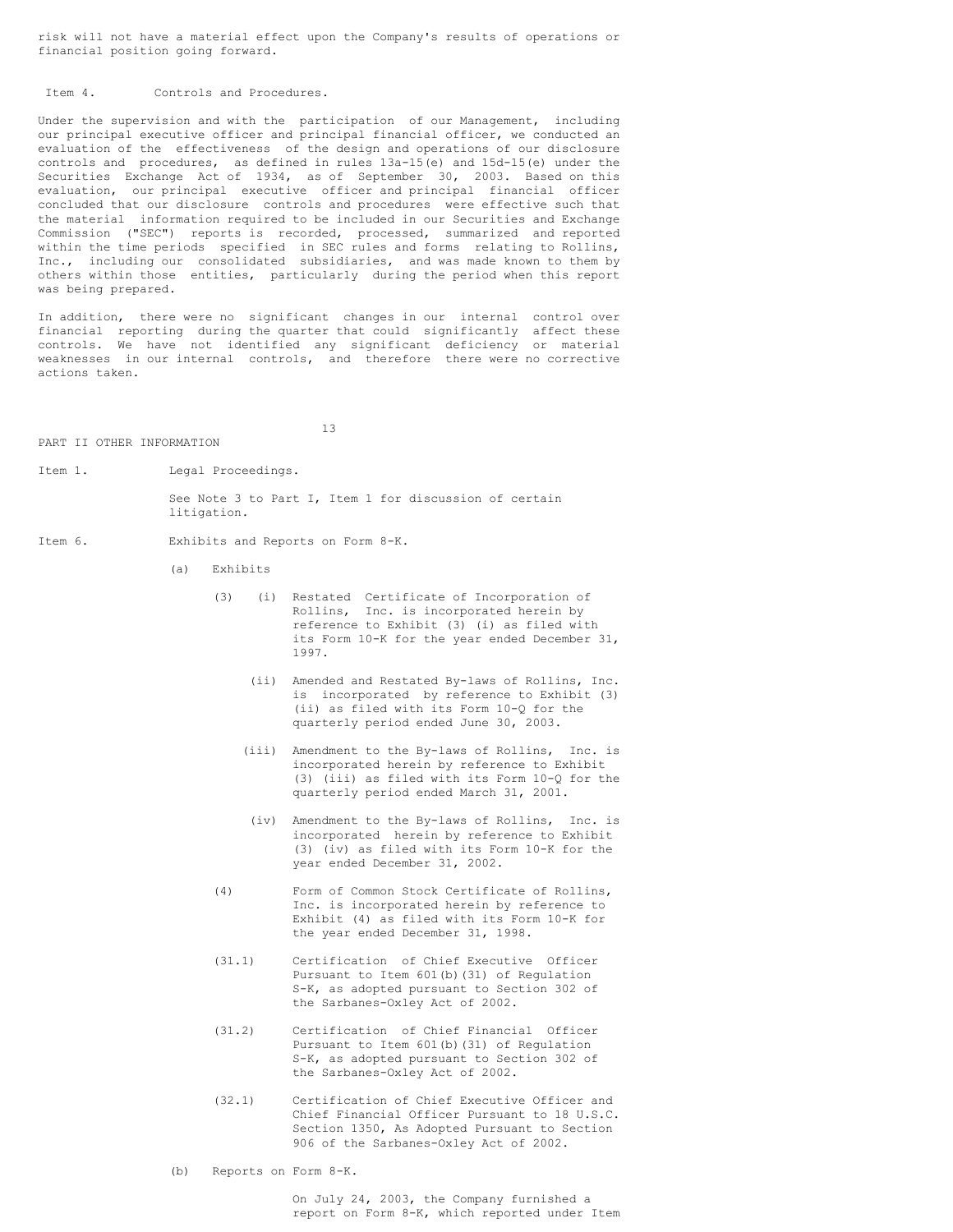risk will not have a material effect upon the Company's results of operations or financial position going forward.

## Item 4. Controls and Procedures.

Under the supervision and with the participation of our Management, including our principal executive officer and principal financial officer, we conducted an evaluation of the effectiveness of the design and operations of our disclosure controls and procedures, as defined in rules 13a-15(e) and 15d-15(e) under the Securities Exchange Act of 1934, as of September 30, 2003. Based on this evaluation, our principal executive officer and principal financial officer concluded that our disclosure controls and procedures were effective such that the material information required to be included in our Securities and Exchange Commission ("SEC") reports is recorded, processed, summarized and reported within the time periods specified in SEC rules and forms relating to Rollins, Inc., including our consolidated subsidiaries, and was made known to them by others within those entities, particularly during the period when this report was being prepared.

In addition, there were no significant changes in our internal control over financial reporting during the quarter that could significantly affect these controls. We have not identified any significant deficiency or material weaknesses in our internal controls, and therefore there were no corrective actions taken.

# PART II OTHER INFORMATION

## Item 1. Legal Proceedings.

See Note 3 to Part I, Item 1 for discussion of certain litigation.

## Item 6. Exhibits and Reports on Form 8-K.

(a) Exhibits

(3) (i) Restated Certificate of Incorporation of Rollins, Inc. is incorporated herein by reference to Exhibit (3) (i) as filed with its Form 10-K for the year ended December 31, 1997.

(ii) Amended and Restated By-laws of Rollins, Inc. is incorporated by reference to Exhibit (3) (ii) as filed with its Form 10-Q for the quarterly period ended June 30, 2003.

(iii) Amendment to the By-laws of Rollins, Inc. is incorporated herein by reference to Exhibit (3) (iii) as filed with its Form 10-Q for the quarterly period ended March 31, 2001.

(iv) Amendment to the By-laws of Rollins, Inc. is incorporated herein by reference to Exhibit (3) (iv) as filed with its Form 10-K for the year ended December 31, 2002.

(4) Form of Common Stock Certificate of Rollins, Inc. is incorporated herein by reference to Exhibit (4) as filed with its Form 10-K for the year ended December 31, 1998.

(31.1) Certification of Chief Executive Officer Pursuant to Item 601(b)(31) of Regulation S-K, as adopted pursuant to Section 302 of the Sarbanes-Oxley Act of 2002.

(31.2) Certification of Chief Financial Officer Pursuant to Item 601(b)(31) of Regulation S-K, as adopted pursuant to Section 302 of the Sarbanes-Oxley Act of 2002.

(32.1) Certification of Chief Executive Officer and Chief Financial Officer Pursuant to 18 U.S.C. Section 1350, As Adopted Pursuant to Section 906 of the Sarbanes-Oxley Act of 2002.

(b) Reports on Form 8-K.

On July 24, 2003, the Company furnished a report on Form 8-K, which reported under Item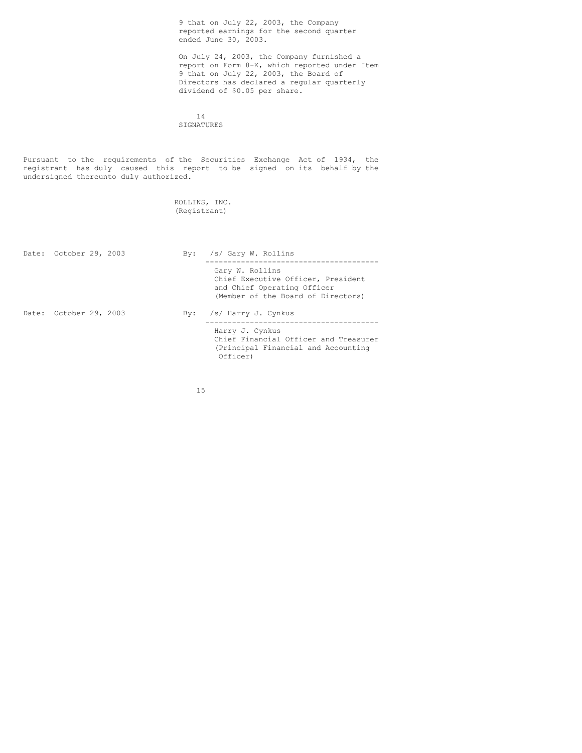9 that on July 22, 2003, the Company reported earnings for the second quarter ended June 30, 2003.

On July 24, 2003, the Company furnished a report on Form 8-K, which reported under Item 9 that on July 22, 2003, the Board of Directors has declared a regular quarterly dividend of $0.05 per share.

## SIGNATURES

Pursuant to the requirements of the Securities Exchange Act of 1934, the registrant has duly caused this report to be signed on its behalf by the undersigned thereunto duly authorized.

ROLLINS, INC.
(Registrant)

Date: October 29, 2003

By: /s/ Gary W. Rollins

Gary W. Rollins
Chief Executive Officer, President and Chief Operating Officer
(Member of the Board of Directors)

Date: October 29, 2003

By: /s/ Harry J. Cynkus

Harry J. Cynkus
Chief Financial Officer and Treasurer
(Principal Financial and Accounting Officer)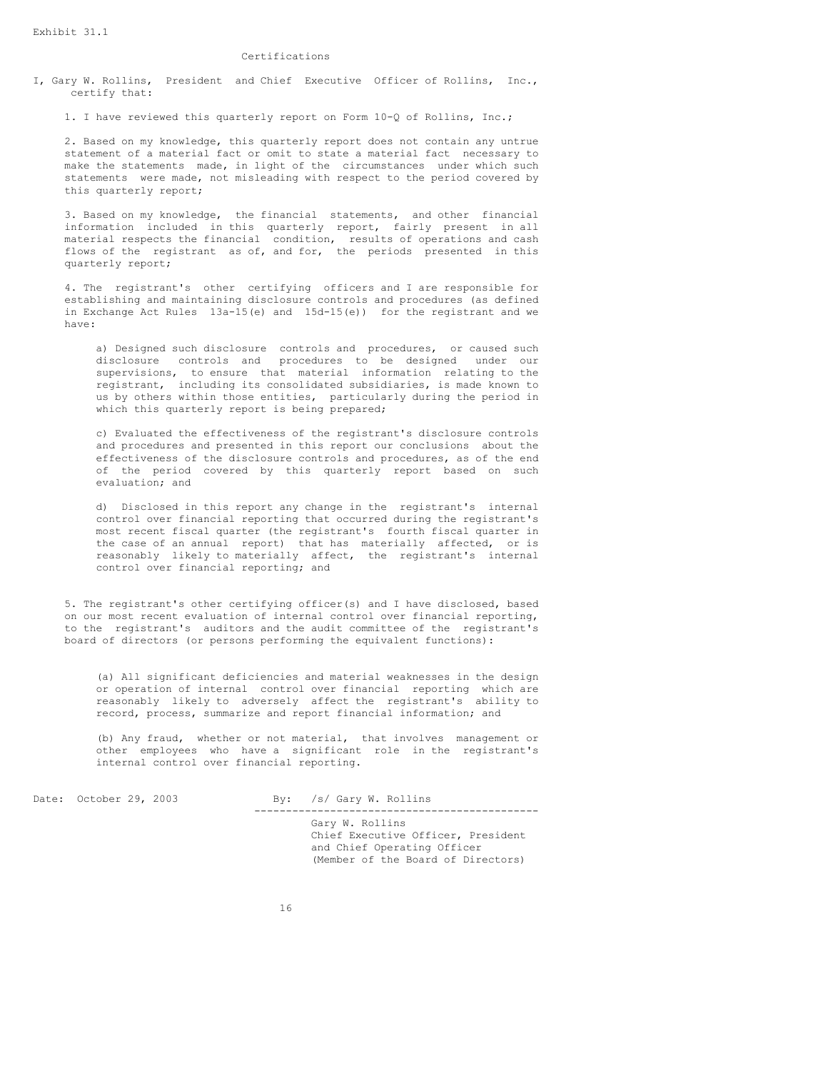Exhibit 31.1

Certifications

I, Gary W. Rollins, President and Chief Executive Officer of Rollins, Inc., certify that:

1. I have reviewed this quarterly report on Form 10-Q of Rollins, Inc.;

2. Based on my knowledge, this quarterly report does not contain any untrue statement of a material fact or omit to state a material fact necessary to make the statements made, in light of the circumstances under which such statements were made, not misleading with respect to the period covered by this quarterly report;

3. Based on my knowledge, the financial statements, and other financial information included in this quarterly report, fairly present in all material respects the financial condition, results of operations and cash flows of the registrant as of, and for, the periods presented in this quarterly report;

4. The registrant's other certifying officers and I are responsible for establishing and maintaining disclosure controls and procedures (as defined in Exchange Act Rules 13a-15(e) and 15d-15(e)) for the registrant and we have:

a) Designed such disclosure controls and procedures, or caused such disclosure controls and procedures to be designed under our supervisions, to ensure that material information relating to the registrant, including its consolidated subsidiaries, is made known to us by others within those entities, particularly during the period in which this quarterly report is being prepared;

c) Evaluated the effectiveness of the registrant's disclosure controls and procedures and presented in this report our conclusions about the effectiveness of the disclosure controls and procedures, as of the end of the period covered by this quarterly report based on such evaluation; and

d) Disclosed in this report any change in the registrant's internal control over financial reporting that occurred during the registrant's most recent fiscal quarter (the registrant's fourth fiscal quarter in the case of an annual report) that has materially affected, or is reasonably likely to materially affect, the registrant's internal control over financial reporting; and

5. The registrant's other certifying officer(s) and I have disclosed, based on our most recent evaluation of internal control over financial reporting, to the registrant's auditors and the audit committee of the registrant's board of directors (or persons performing the equivalent functions):

(a) All significant deficiencies and material weaknesses in the design or operation of internal control over financial reporting which are reasonably likely to adversely affect the registrant's ability to record, process, summarize and report financial information; and

(b) Any fraud, whether or not material, that involves management or other employees who have a significant role in the registrant's internal control over financial reporting.

Date: October 29, 2003

By: /s/ Gary W. Rollins

Gary W. Rollins
Chief Executive Officer, President
and Chief Operating Officer
(Member of the Board of Directors)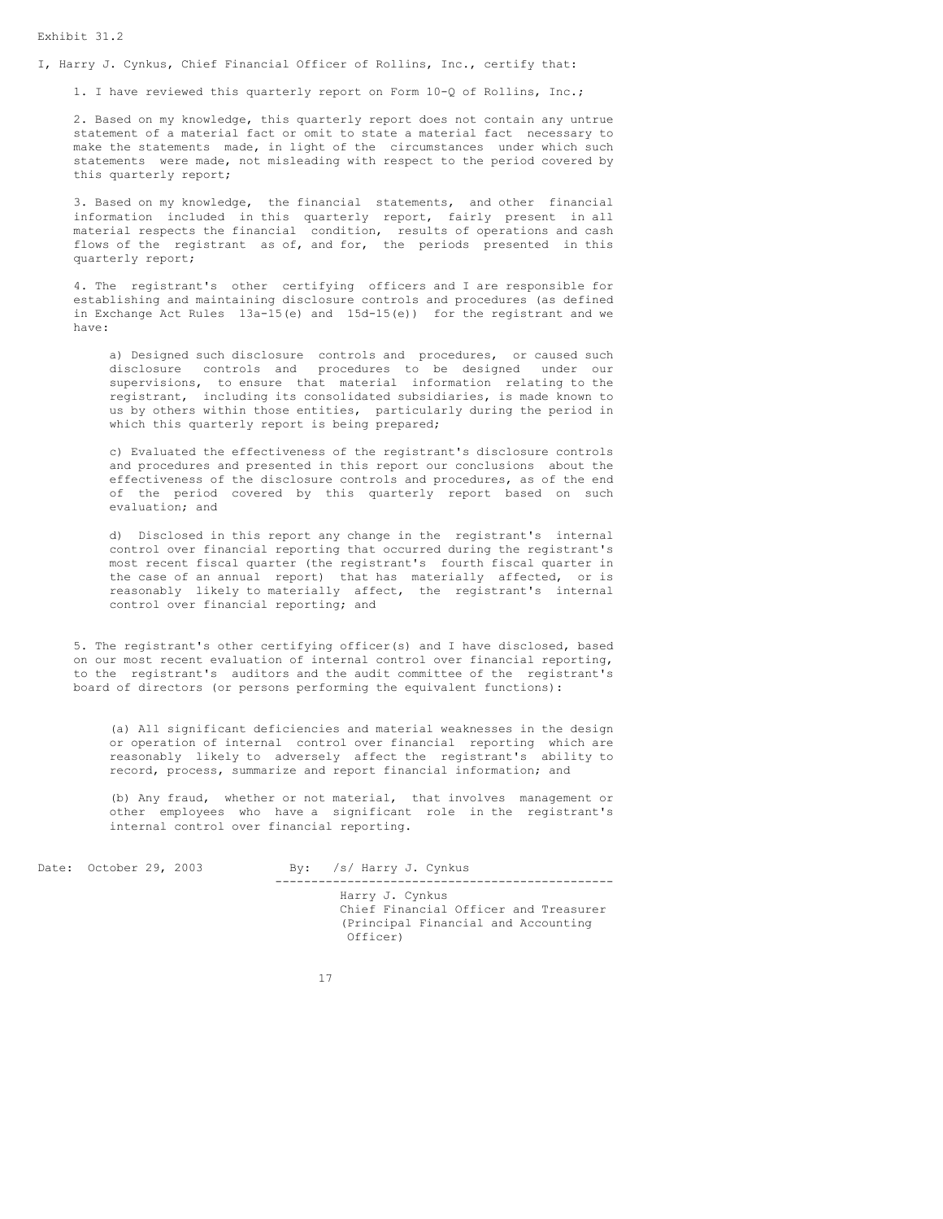Exhibit 31.2

I, Harry J. Cynkus, Chief Financial Officer of Rollins, Inc., certify that:

1. I have reviewed this quarterly report on Form 10-Q of Rollins, Inc.;

2. Based on my knowledge, this quarterly report does not contain any untrue statement of a material fact or omit to state a material fact necessary to make the statements made, in light of the circumstances under which such statements were made, not misleading with respect to the period covered by this quarterly report;

3. Based on my knowledge, the financial statements, and other financial information included in this quarterly report, fairly present in all material respects the financial condition, results of operations and cash flows of the registrant as of, and for, the periods presented in this quarterly report;

4. The registrant's other certifying officers and I are responsible for establishing and maintaining disclosure controls and procedures (as defined in Exchange Act Rules 13a-15(e) and 15d-15(e)) for the registrant and we have:

a) Designed such disclosure controls and procedures, or caused such disclosure controls and procedures to be designed under our supervisions, to ensure that material information relating to the registrant, including its consolidated subsidiaries, is made known to us by others within those entities, particularly during the period in which this quarterly report is being prepared;

c) Evaluated the effectiveness of the registrant's disclosure controls and procedures and presented in this report our conclusions about the effectiveness of the disclosure controls and procedures, as of the end of the period covered by this quarterly report based on such evaluation; and

d) Disclosed in this report any change in the registrant's internal control over financial reporting that occurred during the registrant's most recent fiscal quarter (the registrant's fourth fiscal quarter in the case of an annual report) that has materially affected, or is reasonably likely to materially affect, the registrant's internal control over financial reporting; and

5. The registrant's other certifying officer(s) and I have disclosed, based on our most recent evaluation of internal control over financial reporting, to the registrant's auditors and the audit committee of the registrant's board of directors (or persons performing the equivalent functions):

(a) All significant deficiencies and material weaknesses in the design or operation of internal control over financial reporting which are reasonably likely to adversely affect the registrant's ability to record, process, summarize and report financial information; and

(b) Any fraud, whether or not material, that involves management or other employees who have a significant role in the registrant's internal control over financial reporting.

Date: October 29, 2003

By: /s/ Harry J. Cynkus

Harry J. Cynkus
Chief Financial Officer and Treasurer
(Principal Financial and Accounting Officer)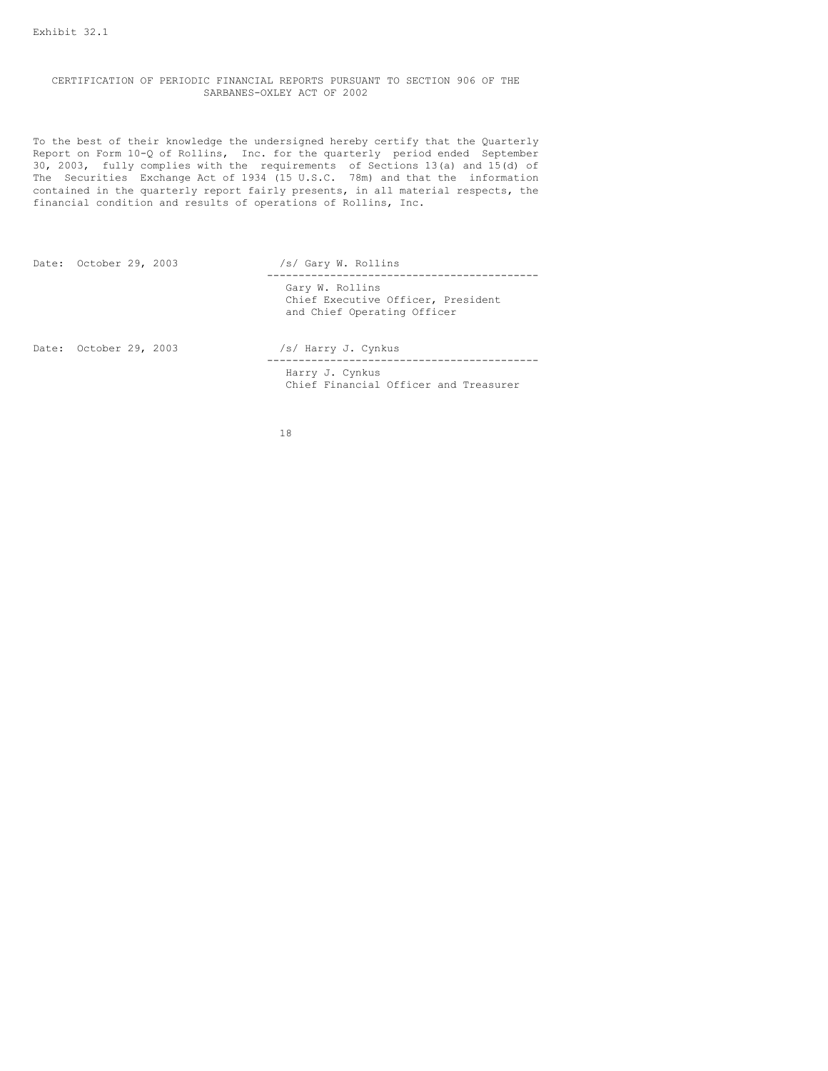Exhibit 32.1

CERTIFICATION OF PERIODIC FINANCIAL REPORTS PURSUANT TO SECTION 906 OF THE SARBANES-OXLEY ACT OF 2002

To the best of their knowledge the undersigned hereby certify that the Quarterly Report on Form 10-Q of Rollins, Inc. for the quarterly period ended September 30, 2003, fully complies with the requirements of Sections 13(a) and 15(d) of The Securities Exchange Act of 1934 (15 U.S.C. 78m) and that the information contained in the quarterly report fairly presents, in all material respects, the financial condition and results of operations of Rollins, Inc.

Date: October 29, 2003

/s/ Gary W. Rollins

---

Gary W. Rollins
Chief Executive Officer, President
and Chief Operating Officer

Date: October 29, 2003

/s/ Harry J. Cynkus

---

Harry J. Cynkus
Chief Financial Officer and Treasurer